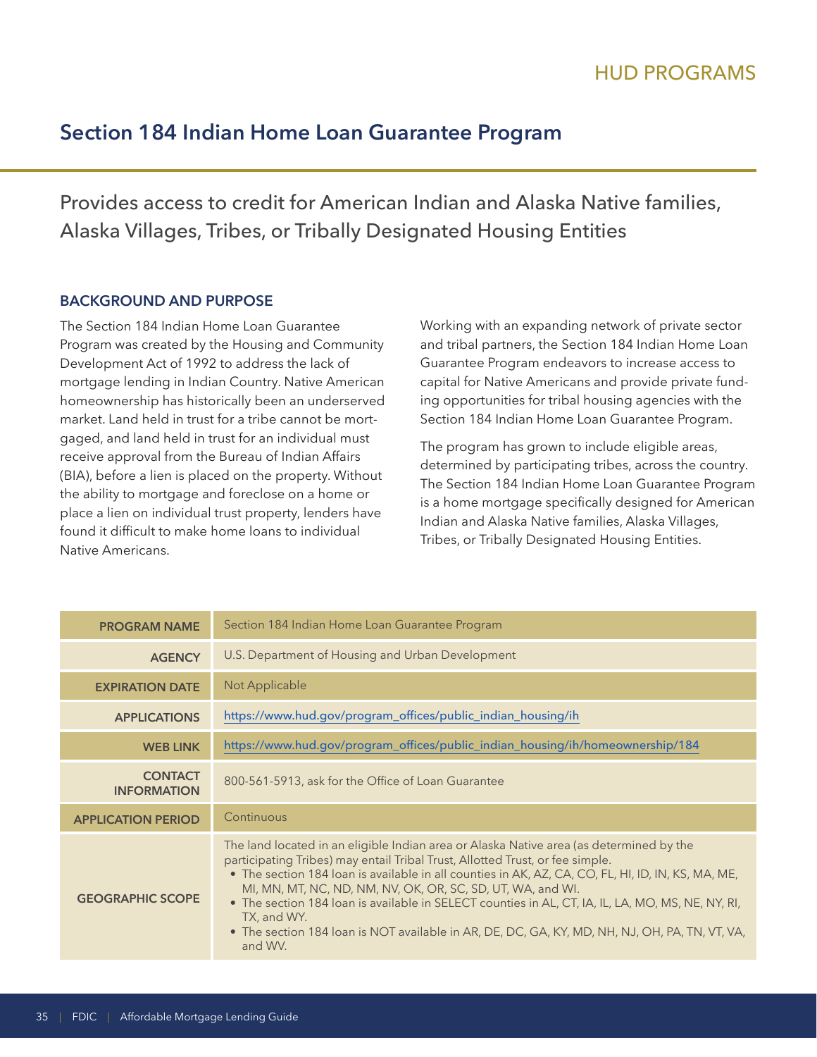## Section 184 Indian Home Loan Guarantee Program

Provides access to credit for American Indian and Alaska Native families, Alaska Villages, Tribes, or Tribally Designated Housing Entities

### BACKGROUND AND PURPOSE

The Section 184 Indian Home Loan Guarantee Program was created by the Housing and Community Development Act of 1992 to address the lack of mortgage lending in Indian Country. Native American homeownership has historically been an underserved market. Land held in trust for a tribe cannot be mortgaged, and land held in trust for an individual must receive approval from the Bureau of Indian Affairs (BIA), before a lien is placed on the property. Without the ability to mortgage and foreclose on a home or place a lien on individual trust property, lenders have found it difficult to make home loans to individual Native Americans.

Working with an expanding network of private sector and tribal partners, the Section 184 Indian Home Loan Guarantee Program endeavors to increase access to capital for Native Americans and provide private funding opportunities for tribal housing agencies with the Section 184 Indian Home Loan Guarantee Program.

The program has grown to include eligible areas, determined by participating tribes, across the country. The Section 184 Indian Home Loan Guarantee Program is a home mortgage specifically designed for American Indian and Alaska Native families, Alaska Villages, Tribes, or Tribally Designated Housing Entities.

| | |
|---|---|
| **PROGRAM NAME** | Section 184 Indian Home Loan Guarantee Program |
| **AGENCY** | U.S. Department of Housing and Urban Development |
| **EXPIRATION DATE** | Not Applicable |
| **APPLICATIONS** | https://www.hud.gov/program_offices/public_indian_housing/ih |
| **WEB LINK** | https://www.hud.gov/program_offices/public_indian_housing/ih/homeownership/184 |
| **CONTACT INFORMATION** | 800-561-5913, ask for the Office of Loan Guarantee |
| **APPLICATION PERIOD** | Continuous |
| **GEOGRAPHIC SCOPE** | The land located in an eligible Indian area or Alaska Native area (as determined by the participating Tribes) may entail Tribal Trust, Allotted Trust, or fee simple. • The section 184 loan is available in all counties in AK, AZ, CA, CO, FL, HI, ID, IN, KS, MA, ME, MI, MN, MT, NC, ND, NM, NV, OK, OR, SC, SD, UT, WA, and WI. • The section 184 loan is available in SELECT counties in AL, CT, IA, IL, LA, MO, MS, NE, NY, RI, TX, and WY. • The section 184 loan is NOT available in AR, DE, DC, GA, KY, MD, NH, NJ, OH, PA, TN, VT, VA, and WV. |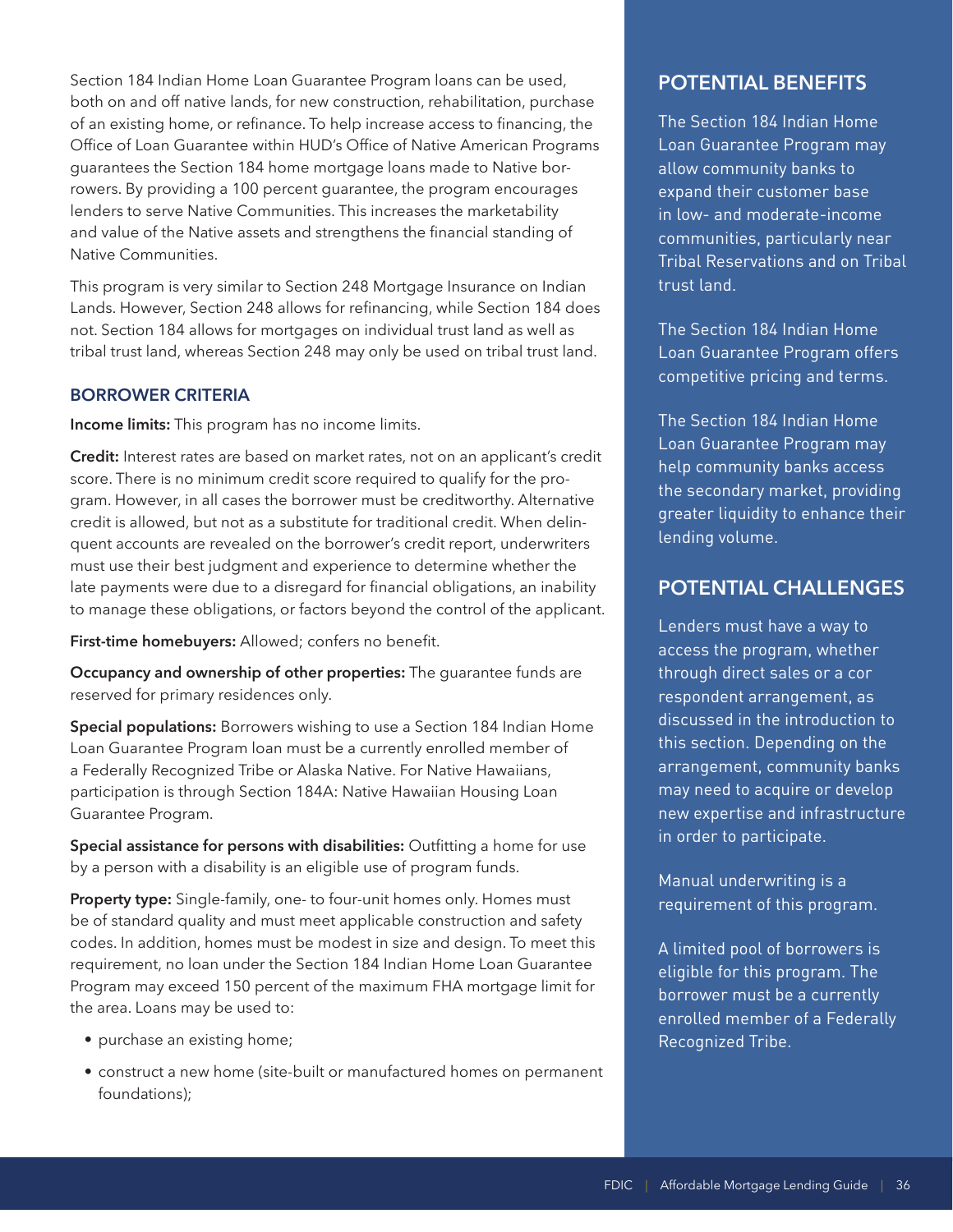Section 184 Indian Home Loan Guarantee Program loans can be used, both on and off native lands, for new construction, rehabilitation, purchase of an existing home, or refinance. To help increase access to financing, the Office of Loan Guarantee within HUD's Office of Native American Programs guarantees the Section 184 home mortgage loans made to Native borrowers. By providing a 100 percent guarantee, the program encourages lenders to serve Native Communities. This increases the marketability and value of the Native assets and strengthens the financial standing of Native Communities.

This program is very similar to Section 248 Mortgage Insurance on Indian Lands. However, Section 248 allows for refinancing, while Section 184 does not. Section 184 allows for mortgages on individual trust land as well as tribal trust land, whereas Section 248 may only be used on tribal trust land.

### BORROWER CRITERIA

**Income limits:** This program has no income limits.

**Credit:** Interest rates are based on market rates, not on an applicant's credit score. There is no minimum credit score required to qualify for the program. However, in all cases the borrower must be creditworthy. Alternative credit is allowed, but not as a substitute for traditional credit. When delinquent accounts are revealed on the borrower's credit report, underwriters must use their best judgment and experience to determine whether the late payments were due to a disregard for financial obligations, an inability to manage these obligations, or factors beyond the control of the applicant.

**First-time homebuyers:** Allowed; confers no benefit.

**Occupancy and ownership of other properties:** The guarantee funds are reserved for primary residences only.

**Special populations:** Borrowers wishing to use a Section 184 Indian Home Loan Guarantee Program loan must be a currently enrolled member of a Federally Recognized Tribe or Alaska Native. For Native Hawaiians, participation is through Section 184A: Native Hawaiian Housing Loan Guarantee Program.

**Special assistance for persons with disabilities:** Outfitting a home for use by a person with a disability is an eligible use of program funds.

**Property type:** Single-family, one- to four-unit homes only. Homes must be of standard quality and must meet applicable construction and safety codes. In addition, homes must be modest in size and design. To meet this requirement, no loan under the Section 184 Indian Home Loan Guarantee Program may exceed 150 percent of the maximum FHA mortgage limit for the area. Loans may be used to:

- purchase an existing home;
- construct a new home (site-built or manufactured homes on permanent foundations);

## POTENTIAL BENEFITS

The Section 184 Indian Home Loan Guarantee Program may allow community banks to expand their customer base in low- and moderate-income communities, particularly near Tribal Reservations and on Tribal trust land.

The Section 184 Indian Home Loan Guarantee Program offers competitive pricing and terms.

The Section 184 Indian Home Loan Guarantee Program may help community banks access the secondary market, providing greater liquidity to enhance their lending volume.

## POTENTIAL CHALLENGES

Lenders must have a way to access the program, whether through direct sales or a correspondent arrangement, as discussed in the introduction to this section. Depending on the arrangement, community banks may need to acquire or develop new expertise and infrastructure in order to participate.

Manual underwriting is a requirement of this program.

A limited pool of borrowers is eligible for this program. The borrower must be a currently enrolled member of a Federally Recognized Tribe.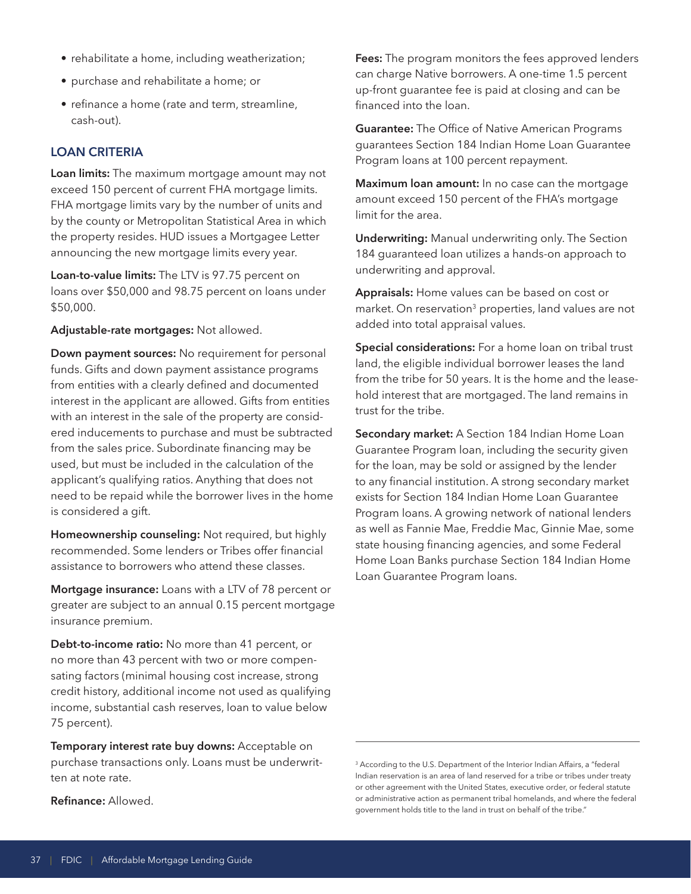- rehabilitate a home, including weatherization;
- purchase and rehabilitate a home; or
- refinance a home (rate and term, streamline, cash-out).

## LOAN CRITERIA

**Loan limits:** The maximum mortgage amount may not exceed 150 percent of current FHA mortgage limits. FHA mortgage limits vary by the number of units and by the county or Metropolitan Statistical Area in which the property resides. HUD issues a Mortgagee Letter announcing the new mortgage limits every year.

**Loan-to-value limits:** The LTV is 97.75 percent on loans over $50,000 and 98.75 percent on loans under $50,000.

**Adjustable-rate mortgages:** Not allowed.

**Down payment sources:** No requirement for personal funds. Gifts and down payment assistance programs from entities with a clearly defined and documented interest in the applicant are allowed. Gifts from entities with an interest in the sale of the property are considered inducements to purchase and must be subtracted from the sales price. Subordinate financing may be used, but must be included in the calculation of the applicant's qualifying ratios. Anything that does not need to be repaid while the borrower lives in the home is considered a gift.

**Homeownership counseling:** Not required, but highly recommended. Some lenders or Tribes offer financial assistance to borrowers who attend these classes.

**Mortgage insurance:** Loans with a LTV of 78 percent or greater are subject to an annual 0.15 percent mortgage insurance premium.

**Debt-to-income ratio:** No more than 41 percent, or no more than 43 percent with two or more compensating factors (minimal housing cost increase, strong credit history, additional income not used as qualifying income, substantial cash reserves, loan to value below 75 percent).

**Temporary interest rate buy downs:** Acceptable on purchase transactions only. Loans must be underwritten at note rate.

**Refinance:** Allowed.

**Fees:** The program monitors the fees approved lenders can charge Native borrowers. A one-time 1.5 percent up-front guarantee fee is paid at closing and can be financed into the loan.

**Guarantee:** The Office of Native American Programs guarantees Section 184 Indian Home Loan Guarantee Program loans at 100 percent repayment.

**Maximum loan amount:** In no case can the mortgage amount exceed 150 percent of the FHA's mortgage limit for the area.

**Underwriting:** Manual underwriting only. The Section 184 guaranteed loan utilizes a hands-on approach to underwriting and approval.

**Appraisals:** Home values can be based on cost or market. On reservation[3] properties, land values are not added into total appraisal values.

**Special considerations:** For a home loan on tribal trust land, the eligible individual borrower leases the land from the tribe for 50 years. It is the home and the leasehold interest that are mortgaged. The land remains in trust for the tribe.

**Secondary market:** A Section 184 Indian Home Loan Guarantee Program loan, including the security given for the loan, may be sold or assigned by the lender to any financial institution. A strong secondary market exists for Section 184 Indian Home Loan Guarantee Program loans. A growing network of national lenders as well as Fannie Mae, Freddie Mac, Ginnie Mae, some state housing financing agencies, and some Federal Home Loan Banks purchase Section 184 Indian Home Loan Guarantee Program loans.

---

[3] According to the U.S. Department of the Interior Indian Affairs, a "federal Indian reservation is an area of land reserved for a tribe or tribes under treaty or other agreement with the United States, executive order, or federal statute or administrative action as permanent tribal homelands, and where the federal government holds title to the land in trust on behalf of the tribe."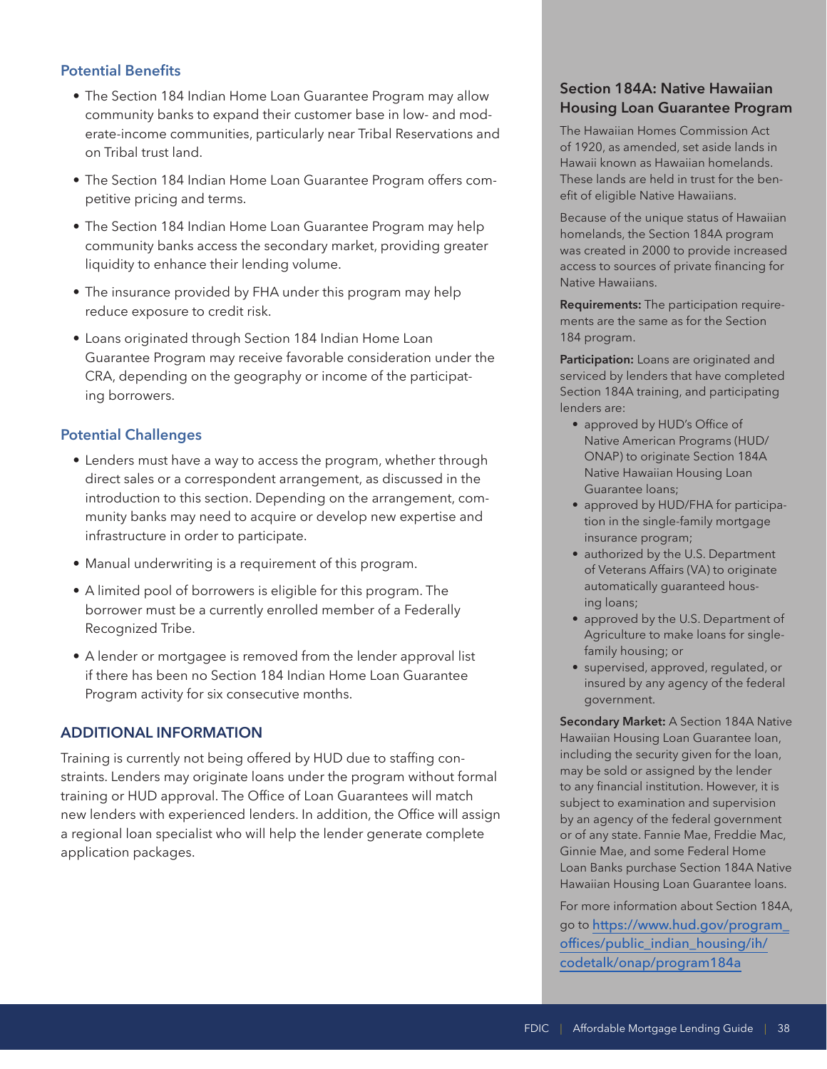### Potential Benefits

- The Section 184 Indian Home Loan Guarantee Program may allow community banks to expand their customer base in low- and moderate-income communities, particularly near Tribal Reservations and on Tribal trust land.
- The Section 184 Indian Home Loan Guarantee Program offers competitive pricing and terms.
- The Section 184 Indian Home Loan Guarantee Program may help community banks access the secondary market, providing greater liquidity to enhance their lending volume.
- The insurance provided by FHA under this program may help reduce exposure to credit risk.
- Loans originated through Section 184 Indian Home Loan Guarantee Program may receive favorable consideration under the CRA, depending on the geography or income of the participating borrowers.

### Potential Challenges

- Lenders must have a way to access the program, whether through direct sales or a correspondent arrangement, as discussed in the introduction to this section. Depending on the arrangement, community banks may need to acquire or develop new expertise and infrastructure in order to participate.
- Manual underwriting is a requirement of this program.
- A limited pool of borrowers is eligible for this program. The borrower must be a currently enrolled member of a Federally Recognized Tribe.
- A lender or mortgagee is removed from the lender approval list if there has been no Section 184 Indian Home Loan Guarantee Program activity for six consecutive months.

### ADDITIONAL INFORMATION

Training is currently not being offered by HUD due to staffing constraints. Lenders may originate loans under the program without formal training or HUD approval. The Office of Loan Guarantees will match new lenders with experienced lenders. In addition, the Office will assign a regional loan specialist who will help the lender generate complete application packages.

### Section 184A: Native Hawaiian Housing Loan Guarantee Program

The Hawaiian Homes Commission Act of 1920, as amended, set aside lands in Hawaii known as Hawaiian homelands. These lands are held in trust for the benefit of eligible Native Hawaiians.

Because of the unique status of Hawaiian homelands, the Section 184A program was created in 2000 to provide increased access to sources of private financing for Native Hawaiians.

**Requirements:** The participation requirements are the same as for the Section 184 program.

**Participation:** Loans are originated and serviced by lenders that have completed Section 184A training, and participating lenders are:

- approved by HUD's Office of Native American Programs (HUD/ONAP) to originate Section 184A Native Hawaiian Housing Loan Guarantee loans;
- approved by HUD/FHA for participation in the single-family mortgage insurance program;
- authorized by the U.S. Department of Veterans Affairs (VA) to originate automatically guaranteed housing loans;
- approved by the U.S. Department of Agriculture to make loans for single-family housing; or
- supervised, approved, regulated, or insured by any agency of the federal government.

**Secondary Market:** A Section 184A Native Hawaiian Housing Loan Guarantee loan, including the security given for the loan, may be sold or assigned by the lender to any financial institution. However, it is subject to examination and supervision by an agency of the federal government or of any state. Fannie Mae, Freddie Mac, Ginnie Mae, and some Federal Home Loan Banks purchase Section 184A Native Hawaiian Housing Loan Guarantee loans.

For more information about Section 184A, go to https://www.hud.gov/program_offices/public_indian_housing/ih/codetalk/onap/program184a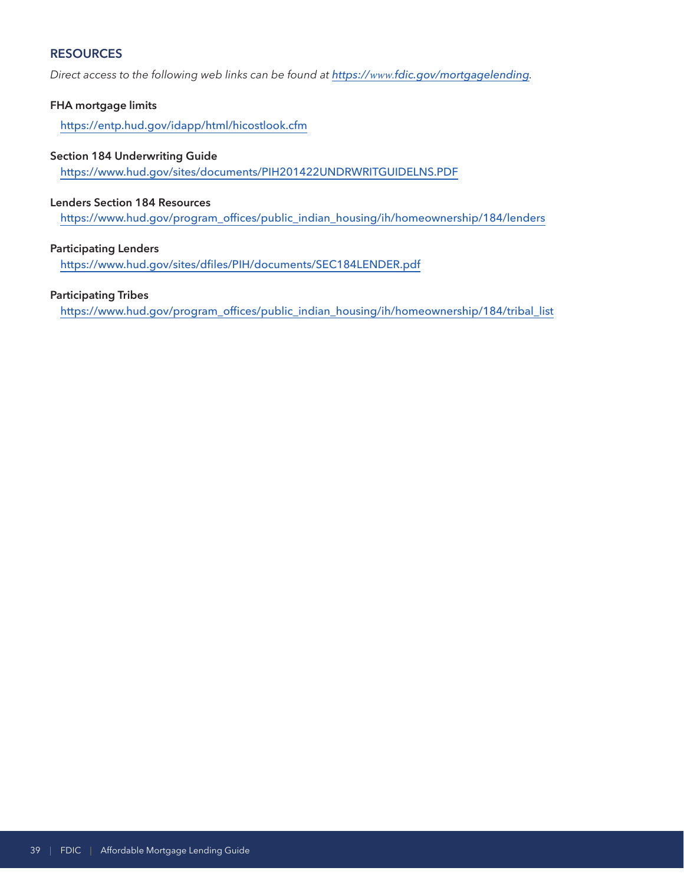## RESOURCES

*Direct access to the following web links can be found at https://www.fdic.gov/mortgagelending.*

**FHA mortgage limits**

https://entp.hud.gov/idapp/html/hicostlook.cfm

**Section 184 Underwriting Guide**

https://www.hud.gov/sites/documents/PIH201422UNDRWRITGUIDELNS.PDF

**Lenders Section 184 Resources**

https://www.hud.gov/program_offices/public_indian_housing/ih/homeownership/184/lenders

**Participating Lenders**

https://www.hud.gov/sites/dfiles/PIH/documents/SEC184LENDER.pdf

**Participating Tribes**

https://www.hud.gov/program_offices/public_indian_housing/ih/homeownership/184/tribal_list